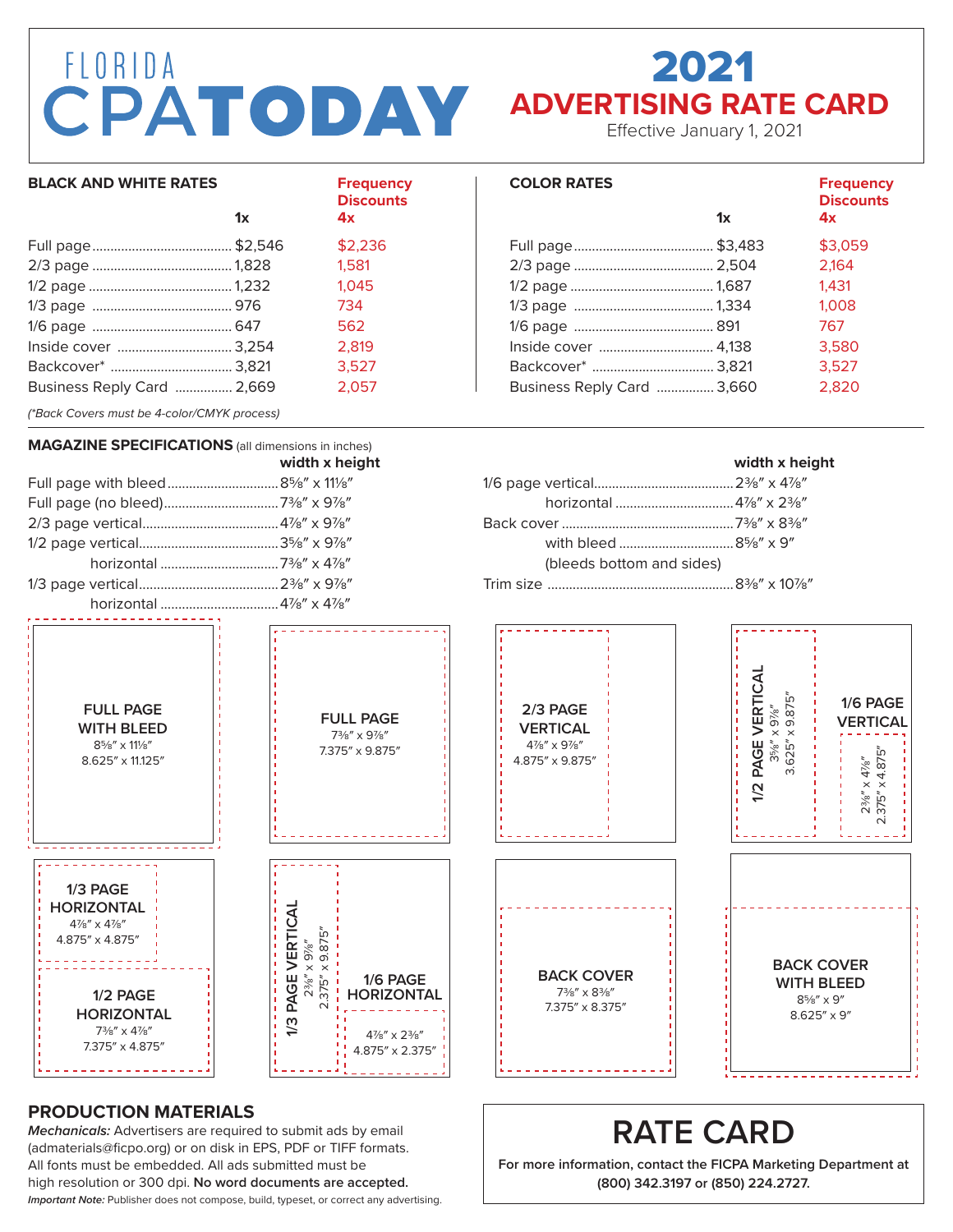# FLORIDA CPA TODAY

# 2021 ADVERTISING RATE CARD

Effective January 1, 2021

## BLACK AND WHITE RATES

| | 1x | Frequency Discounts 4x |
|---|---|---|
| Full page | $2,546 | $2,236 |
| 2/3 page | 1,828 | 1,581 |
| 1/2 page | 1,232 | 1,045 |
| 1/3 page | 976 | 734 |
| 1/6 page | 647 | 562 |
| Inside cover | 3,254 | 2,819 |
| Backcover* | 3,821 | 3,527 |
| Business Reply Card | 2,669 | 2,057 |

*(*Back Covers must be 4-color/CMYK process)*

## COLOR RATES

| | 1x | Frequency Discounts 4x |
|---|---|---|
| Full page | $3,483 | $3,059 |
| 2/3 page | 2,504 | 2,164 |
| 1/2 page | 1,687 | 1,431 |
| 1/3 page | 1,334 | 1,008 |
| 1/6 page | 891 | 767 |
| Inside cover | 4,138 | 3,580 |
| Backcover* | 3,821 | 3,527 |
| Business Reply Card | 3,660 | 2,820 |

## MAGAZINE SPECIFICATIONS (all dimensions in inches)

| | width x height |
|---|---|
| Full page with bleed | 8⅝″ x 11⅛″ |
| Full page (no bleed) | 7⅜″ x 9⅞″ |
| 2/3 page vertical | 4⅞″ x 9⅞″ |
| 1/2 page vertical | 3⅝″ x 9⅞″ |
| horizontal | 7⅜″ x 4⅞″ |
| 1/3 page vertical | 2⅜″ x 9⅞″ |
| horizontal | 4⅞″ x 4⅞″ |
| 1/6 page vertical | 2⅜″ x 4⅞″ |
| horizontal | 4⅞″ x 2⅜″ |
| Back cover | 7⅜″ x 8⅜″ |
| with bleed (bleeds bottom and sides) | 8⅝″ x 9″ |
| Trim size | 8⅜″ x 10⅞″ |

- **FULL PAGE WITH BLEED** 8⅝″ x 11⅛″ — 8.625″ x 11.125″
- **FULL PAGE** 7⅜″ x 9⅞″ — 7.375″ x 9.875″
- **2/3 PAGE VERTICAL** 4⅞″ x 9⅞″ — 4.875″ x 9.875″
- **1/2 PAGE VERTICAL** 3⅝″ x 9⅞″ — 3.625″ x 9.875″
- **1/6 PAGE VERTICAL** 2⅜″ x 4⅞″ — 2.375″ x 4.875″
- **1/3 PAGE HORIZONTAL** 4⅞″ x 4⅞″ — 4.875″ x 4.875″
- **1/2 PAGE HORIZONTAL** 7⅜″ x 4⅞″ — 7.375″ x 4.875″
- **1/3 PAGE VERTICAL** 2⅜″ x 9⅞″ — 2.375″ x 9.875″
- **1/6 PAGE HORIZONTAL** 4⅞″ x 2⅜″ — 4.875″ x 2.375″
- **BACK COVER** 7⅜″ x 8⅜″ — 7.375″ x 8.375″
- **BACK COVER WITH BLEED** 8⅝″ x 9″ — 8.625″ x 9″

## PRODUCTION MATERIALS

***Mechanicals:*** Advertisers are required to submit ads by email (admaterials@ficpo.org) or on disk in EPS, PDF or TIFF formats. All fonts must be embedded. All ads submitted must be high resolution or 300 dpi. **No word documents are accepted.**

***Important Note:*** Publisher does not compose, build, typeset, or correct any advertising.

## RATE CARD

**For more information, contact the FICPA Marketing Department at (800) 342.3197 or (850) 224.2727.**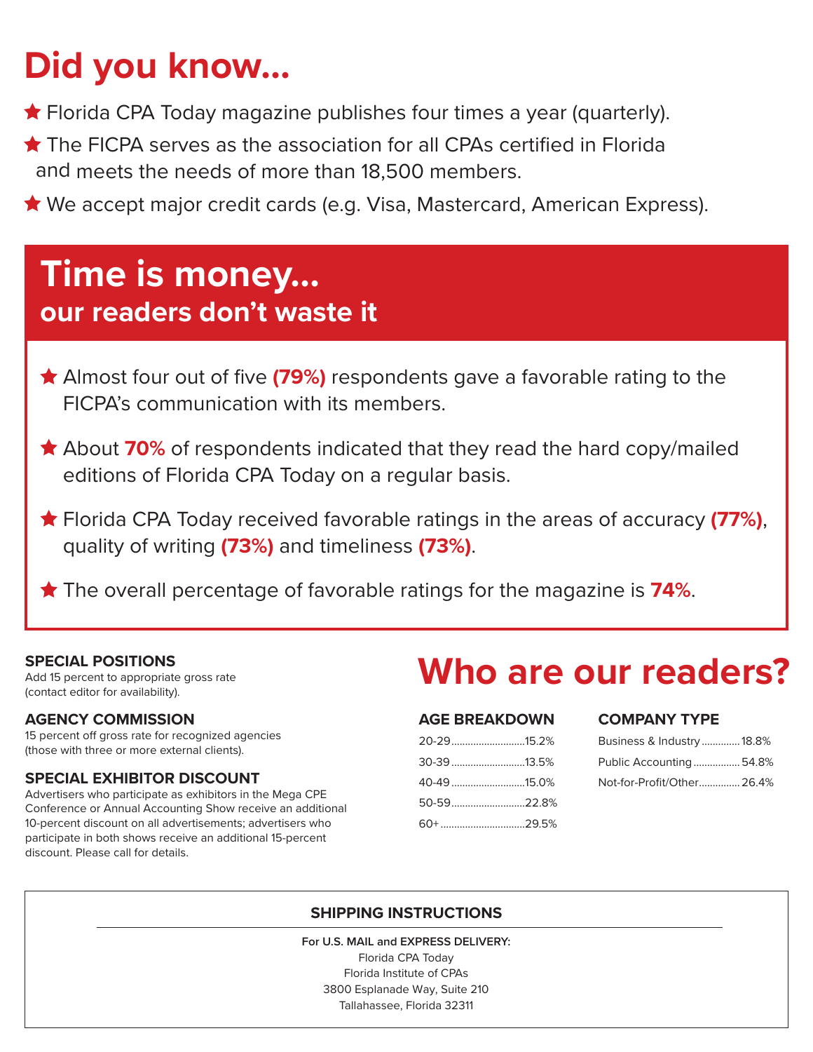# Did you know...

- Florida CPA Today magazine publishes four times a year (quarterly).
- The FICPA serves as the association for all CPAs certified in Florida and meets the needs of more than 18,500 members.
- We accept major credit cards (e.g. Visa, Mastercard, American Express).

## Time is money...

### our readers don't waste it

- Almost four out of five **(79%)** respondents gave a favorable rating to the FICPA's communication with its members.
- About **70%** of respondents indicated that they read the hard copy/mailed editions of Florida CPA Today on a regular basis.
- Florida CPA Today received favorable ratings in the areas of accuracy **(77%)**, quality of writing **(73%)** and timeliness **(73%)**.
- The overall percentage of favorable ratings for the magazine is **74%**.

**SPECIAL POSITIONS**

Add 15 percent to appropriate gross rate (contact editor for availability).

**AGENCY COMMISSION**

15 percent off gross rate for recognized agencies (those with three or more external clients).

**SPECIAL EXHIBITOR DISCOUNT**

Advertisers who participate as exhibitors in the Mega CPE Conference or Annual Accounting Show receive an additional 10-percent discount on all advertisements; advertisers who participate in both shows receive an additional 15-percent discount. Please call for details.

## Who are our readers?

**AGE BREAKDOWN**

| | |
|---|---|
| 20-29 | 15.2% |
| 30-39 | 13.5% |
| 40-49 | 15.0% |
| 50-59 | 22.8% |
| 60+ | 29.5% |

**COMPANY TYPE**

| | |
|---|---|
| Business & Industry | 18.8% |
| Public Accounting | 54.8% |
| Not-for-Profit/Other | 26.4% |

**SHIPPING INSTRUCTIONS**

**For U.S. MAIL and EXPRESS DELIVERY:**

Florida CPA Today
Florida Institute of CPAs
3800 Esplanade Way, Suite 210
Tallahassee, Florida 32311